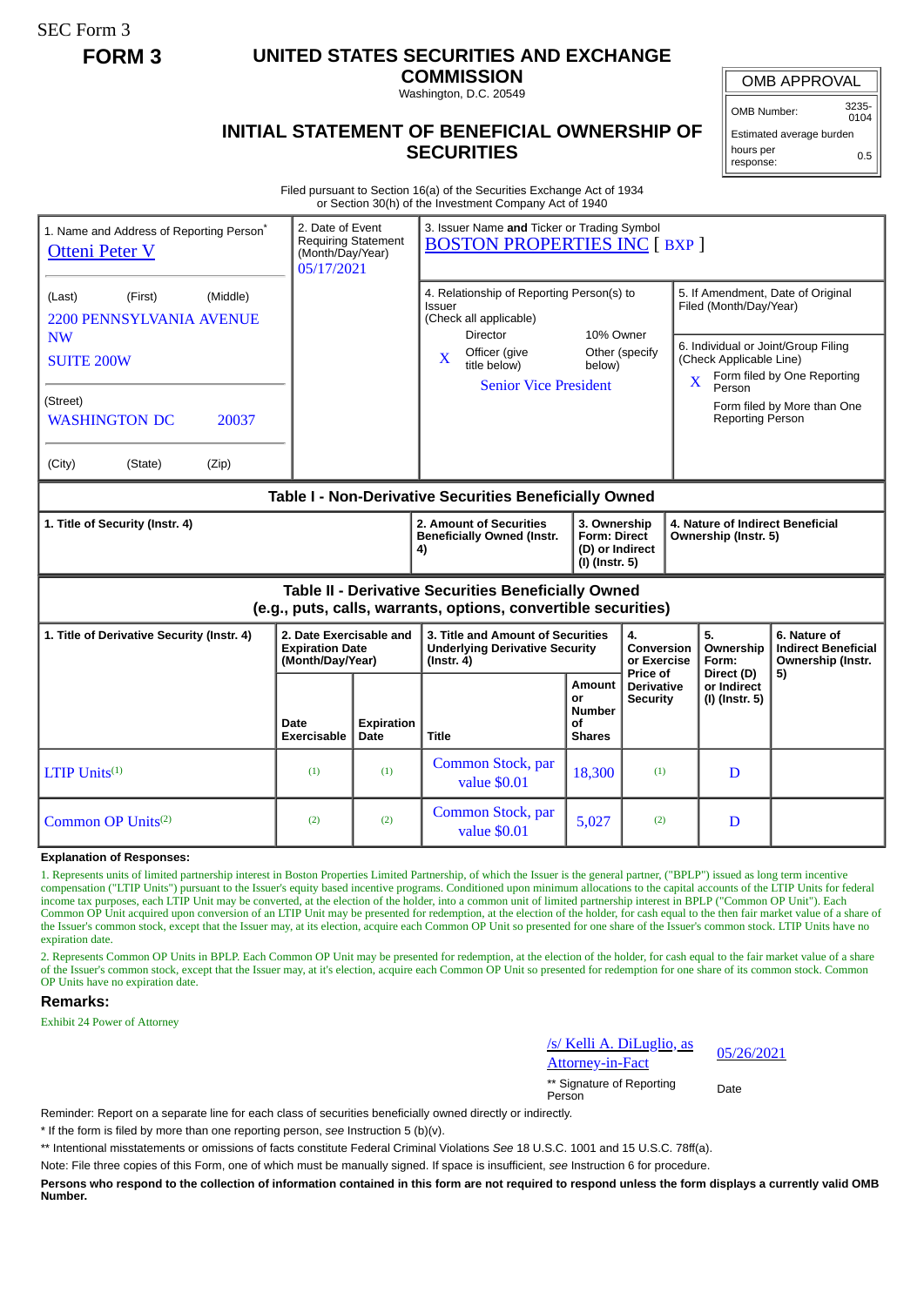SEC Form 3

**FORM 3**

# UNITED STATES SECURITIES AND EXCHANGE COMMISSION

Washington, D.C. 20549

## INITIAL STATEMENT OF BENEFICIAL OWNERSHIP OF SECURITIES

| OMB APPROVAL | |
|---|---|
| OMB Number: | 3235-0104 |
| Estimated average burden | |
| hours per response: | 0.5 |

Filed pursuant to Section 16(a) of the Securities Exchange Act of 1934 or Section 30(h) of the Investment Company Act of 1940

| 1. Name and Address of Reporting Person* | 2. Date of Event Requiring Statement (Month/Day/Year) | 3. Issuer Name **and** Ticker or Trading Symbol |
|---|---|---|
| Otteni Peter V | 05/17/2021 | BOSTON PROPERTIES INC [ BXP ] |
| (Last) (First) (Middle)<br>2200 PENNSYLVANIA AVENUE NW<br>SUITE 200W | | 4. Relationship of Reporting Person(s) to Issuer (Check all applicable)<br>Director / 10% Owner<br>X Officer (give title below) / Other (specify below)<br>Senior Vice President |
| (Street)<br>WASHINGTON DC 20037 | | 5. If Amendment, Date of Original Filed (Month/Day/Year) |
| (City) (State) (Zip) | | 6. Individual or Joint/Group Filing (Check Applicable Line)<br>X Form filed by One Reporting Person<br>Form filed by More than One Reporting Person |

### Table I - Non-Derivative Securities Beneficially Owned

| 1. Title of Security (Instr. 4) | 2. Amount of Securities Beneficially Owned (Instr. 4) | 3. Ownership Form: Direct (D) or Indirect (I) (Instr. 5) | 4. Nature of Indirect Beneficial Ownership (Instr. 5) |
|---|---|---|---|

### Table II - Derivative Securities Beneficially Owned (e.g., puts, calls, warrants, options, convertible securities)

| 1. Title of Derivative Security (Instr. 4) | 2. Date Exercisable and Expiration Date (Month/Day/Year) | | 3. Title and Amount of Securities Underlying Derivative Security (Instr. 4) | | 4. Conversion or Exercise Price of Derivative Security | 5. Ownership Form: Direct (D) or Indirect (I) (Instr. 5) | 6. Nature of Indirect Beneficial Ownership (Instr. 5) |
|---|---|---|---|---|---|---|---|
| | Date Exercisable | Expiration Date | Title | Amount or Number of Shares | | | |
| LTIP Units[(1)] | (1) | (1) | Common Stock, par value $0.01 | 18,300 | (1) | D | |
| Common OP Units[(2)] | (2) | (2) | Common Stock, par value $0.01 | 5,027 | (2) | D | |

**Explanation of Responses:**

1. Represents units of limited partnership interest in Boston Properties Limited Partnership, of which the Issuer is the general partner, ("BPLP") issued as long term incentive compensation ("LTIP Units") pursuant to the Issuer's equity based incentive programs. Conditioned upon minimum allocations to the capital accounts of the LTIP Units for federal income tax purposes, each LTIP Unit may be converted, at the election of the holder, into a common unit of limited partnership interest in BPLP ("Common OP Unit"). Each Common OP Unit acquired upon conversion of an LTIP Unit may be presented for redemption, at the election of the holder, for cash equal to the then fair market value of a share of the Issuer's common stock, except that the Issuer may, at its election, acquire each Common OP Unit so presented for one share of the Issuer's common stock. LTIP Units have no expiration date.

2. Represents Common OP Units in BPLP. Each Common OP Unit may be presented for redemption, at the election of the holder, for cash equal to the fair market value of a share of the Issuer's common stock, except that the Issuer may, at it's election, acquire each Common OP Unit so presented for redemption for one share of its common stock. Common OP Units have no expiration date.

**Remarks:**

Exhibit 24 Power of Attorney

/s/ Kelli A. DiLuglio, as Attorney-in-Fact — 05/26/2021

** Signature of Reporting Person — Date

Reminder: Report on a separate line for each class of securities beneficially owned directly or indirectly.

* If the form is filed by more than one reporting person, *see* Instruction 5 (b)(v).

** Intentional misstatements or omissions of facts constitute Federal Criminal Violations *See* 18 U.S.C. 1001 and 15 U.S.C. 78ff(a).

Note: File three copies of this Form, one of which must be manually signed. If space is insufficient, *see* Instruction 6 for procedure.

**Persons who respond to the collection of information contained in this form are not required to respond unless the form displays a currently valid OMB Number.**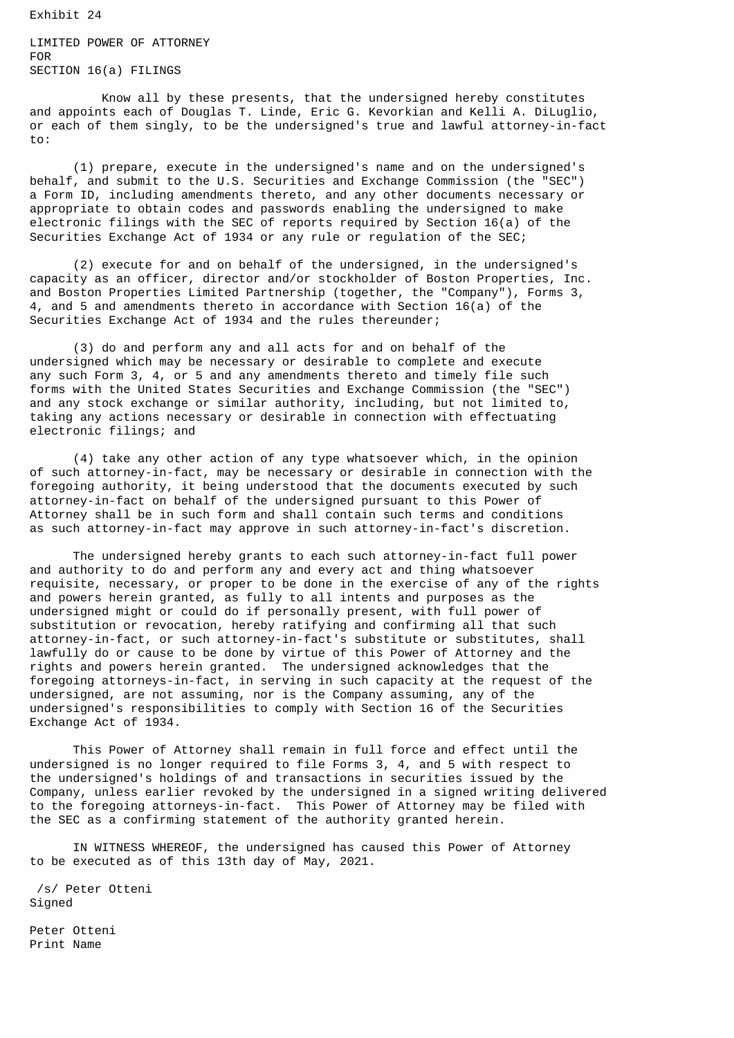Exhibit 24

# LIMITED POWER OF ATTORNEY FOR SECTION 16(a) FILINGS

Know all by these presents, that the undersigned hereby constitutes and appoints each of Douglas T. Linde, Eric G. Kevorkian and Kelli A. DiLuglio, or each of them singly, to be the undersigned's true and lawful attorney-in-fact to:

(1) prepare, execute in the undersigned's name and on the undersigned's behalf, and submit to the U.S. Securities and Exchange Commission (the "SEC") a Form ID, including amendments thereto, and any other documents necessary or appropriate to obtain codes and passwords enabling the undersigned to make electronic filings with the SEC of reports required by Section 16(a) of the Securities Exchange Act of 1934 or any rule or regulation of the SEC;

(2) execute for and on behalf of the undersigned, in the undersigned's capacity as an officer, director and/or stockholder of Boston Properties, Inc. and Boston Properties Limited Partnership (together, the "Company"), Forms 3, 4, and 5 and amendments thereto in accordance with Section 16(a) of the Securities Exchange Act of 1934 and the rules thereunder;

(3) do and perform any and all acts for and on behalf of the undersigned which may be necessary or desirable to complete and execute any such Form 3, 4, or 5 and any amendments thereto and timely file such forms with the United States Securities and Exchange Commission (the "SEC") and any stock exchange or similar authority, including, but not limited to, taking any actions necessary or desirable in connection with effectuating electronic filings; and

(4) take any other action of any type whatsoever which, in the opinion of such attorney-in-fact, may be necessary or desirable in connection with the foregoing authority, it being understood that the documents executed by such attorney-in-fact on behalf of the undersigned pursuant to this Power of Attorney shall be in such form and shall contain such terms and conditions as such attorney-in-fact may approve in such attorney-in-fact's discretion.

The undersigned hereby grants to each such attorney-in-fact full power and authority to do and perform any and every act and thing whatsoever requisite, necessary, or proper to be done in the exercise of any of the rights and powers herein granted, as fully to all intents and purposes as the undersigned might or could do if personally present, with full power of substitution or revocation, hereby ratifying and confirming all that such attorney-in-fact, or such attorney-in-fact's substitute or substitutes, shall lawfully do or cause to be done by virtue of this Power of Attorney and the rights and powers herein granted. The undersigned acknowledges that the foregoing attorneys-in-fact, in serving in such capacity at the request of the undersigned, are not assuming, nor is the Company assuming, any of the undersigned's responsibilities to comply with Section 16 of the Securities Exchange Act of 1934.

This Power of Attorney shall remain in full force and effect until the undersigned is no longer required to file Forms 3, 4, and 5 with respect to the undersigned's holdings of and transactions in securities issued by the Company, unless earlier revoked by the undersigned in a signed writing delivered to the foregoing attorneys-in-fact. This Power of Attorney may be filed with the SEC as a confirming statement of the authority granted herein.

IN WITNESS WHEREOF, the undersigned has caused this Power of Attorney to be executed as of this 13th day of May, 2021.

/s/ Peter Otteni
Signed

Peter Otteni
Print Name